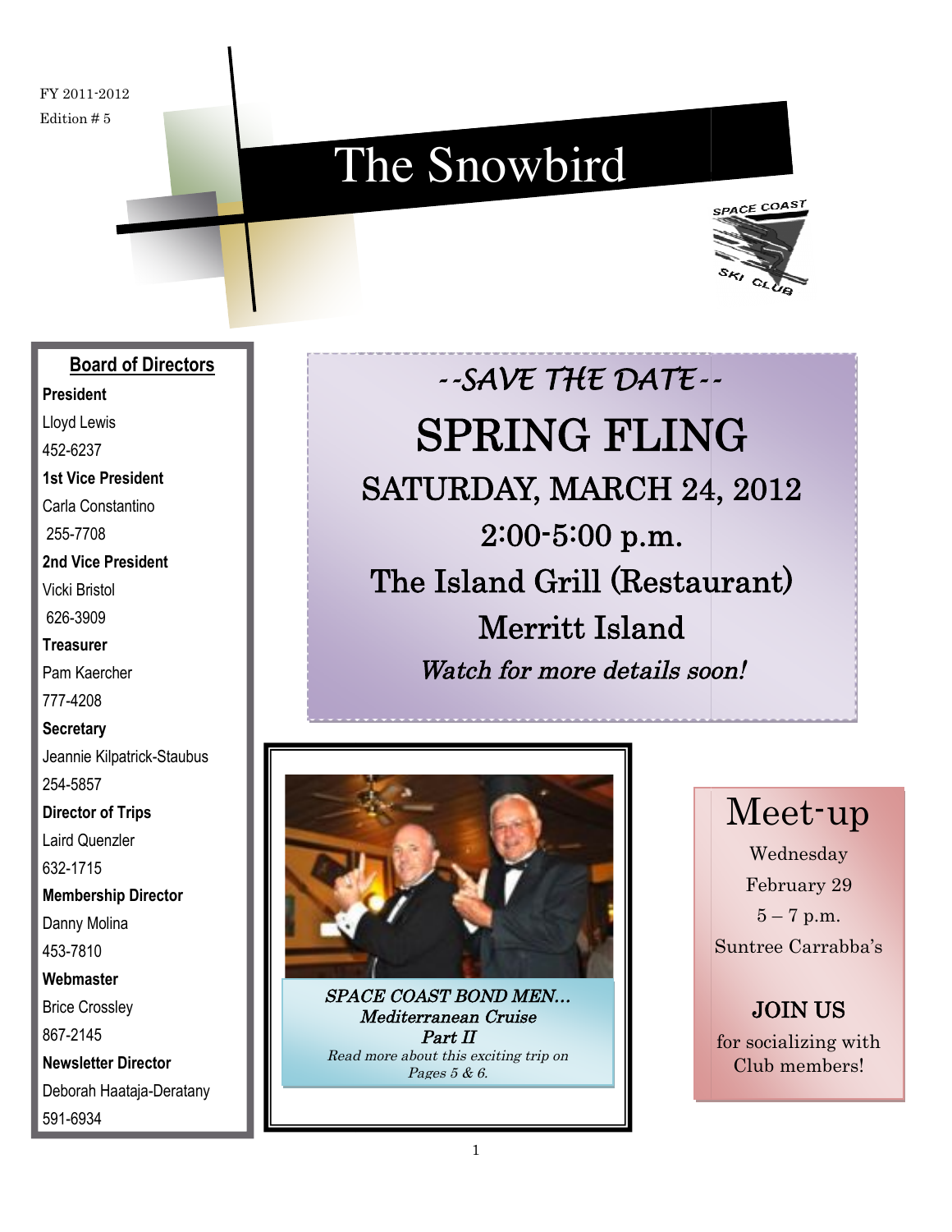FY 2011-2012
Edition # 5

# The Snowbird

SPACE COAST SKI CLUB

## Board of Directors

**President**
Lloyd Lewis
452-6237

**1st Vice President**
Carla Constantino
255-7708

**2nd Vice President**
Vicki Bristol
626-3909

**Treasurer**
Pam Kaercher
777-4208

**Secretary**
Jeannie Kilpatrick-Staubus
254-5857

**Director of Trips**
Laird Quenzler
632-1715

**Membership Director**
Danny Molina
453-7810

**Webmaster**
Brice Crossley
867-2145

**Newsletter Director**
Deborah Haataja-Deratany
591-6934

*--SAVE THE DATE--*

## SPRING FLING

SATURDAY, MARCH 24, 2012
2:00-5:00 p.m.
The Island Grill (Restaurant)
Merritt Island

*Watch for more details soon!*

*SPACE COAST BOND MEN…*
***Mediterranean Cruise***
***Part II***
*Read more about this exciting trip on Pages 5 & 6.*

## Meet-up

Wednesday
February 29
5 – 7 p.m.
Suntree Carrabba's

**JOIN US**
for socializing with Club members!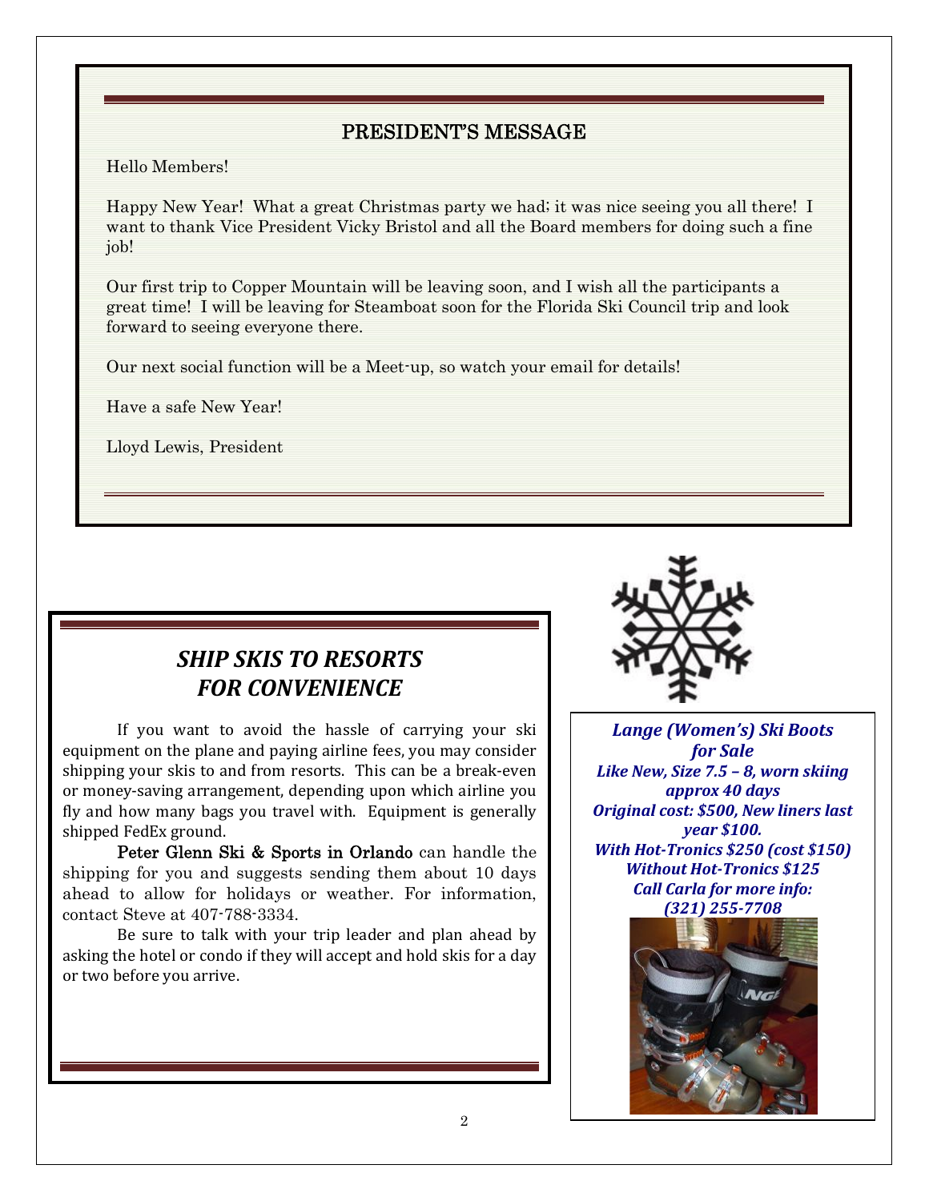## PRESIDENT'S MESSAGE

Hello Members!

Happy New Year! What a great Christmas party we had; it was nice seeing you all there! I want to thank Vice President Vicky Bristol and all the Board members for doing such a fine job!

Our first trip to Copper Mountain will be leaving soon, and I wish all the participants a great time! I will be leaving for Steamboat soon for the Florida Ski Council trip and look forward to seeing everyone there.

Our next social function will be a Meet-up, so watch your email for details!

Have a safe New Year!

Lloyd Lewis, President

## *SHIP SKIS TO RESORTS FOR CONVENIENCE*

If you want to avoid the hassle of carrying your ski equipment on the plane and paying airline fees, you may consider shipping your skis to and from resorts. This can be a break-even or money-saving arrangement, depending upon which airline you fly and how many bags you travel with. Equipment is generally shipped FedEx ground.

**Peter Glenn Ski & Sports in Orlando** can handle the shipping for you and suggests sending them about 10 days ahead to allow for holidays or weather. For information, contact Steve at 407-788-3334.

Be sure to talk with your trip leader and plan ahead by asking the hotel or condo if they will accept and hold skis for a day or two before you arrive.

***Lange (Women's) Ski Boots for Sale***

***Like New, Size 7.5 – 8, worn skiing approx 40 days***

***Original cost: $500, New liners last year $100.***

***With Hot-Tronics $250 (cost $150)***

***Without Hot-Tronics $125***

***Call Carla for more info: (321) 255-7708***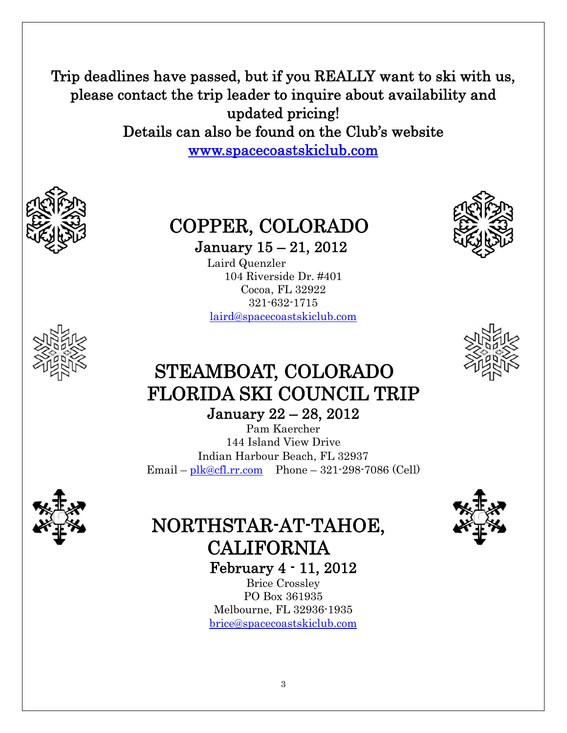**Trip deadlines have passed, but if you REALLY want to ski with us, please contact the trip leader to inquire about availability and updated pricing!**

**Details can also be found on the Club's website [www.spacecoastskiclub.com](http://www.spacecoastskiclub.com)**

# COPPER, COLORADO

## January 15 – 21, 2012

Laird Quenzler
104 Riverside Dr. #401
Cocoa, FL 32922
321-632-1715
laird@spacecoastskiclub.com

# STEAMBOAT, COLORADO
# FLORIDA SKI COUNCIL TRIP

## January 22 – 28, 2012

Pam Kaercher
144 Island View Drive
Indian Harbour Beach, FL 32937
Email – plk@cfl.rr.com   Phone – 321-298-7086 (Cell)

# NORTHSTAR-AT-TAHOE, CALIFORNIA

## February 4 - 11, 2012

Brice Crossley
PO Box 361935
Melbourne, FL 32936-1935
brice@spacecoastskiclub.com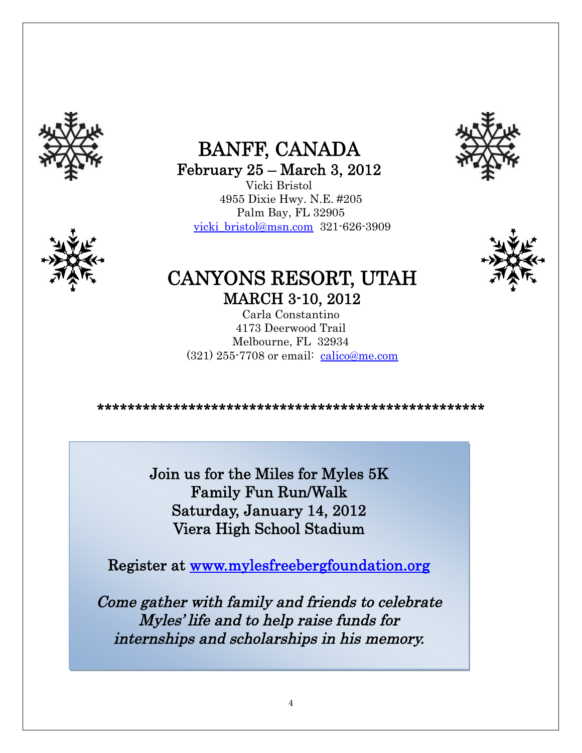# BANFF, CANADA

## February 25 – March 3, 2012

Vicki Bristol
4955 Dixie Hwy. N.E. #205
Palm Bay, FL 32905
vicki_bristol@msn.com 321-626-3909

# CANYONS RESORT, UTAH

## MARCH 3-10, 2012

Carla Constantino
4173 Deerwood Trail
Melbourne, FL 32934
(321) 255-7708 or email: calico@me.com

****************************************************

Join us for the Miles for Myles 5K
Family Fun Run/Walk
Saturday, January 14, 2012
Viera High School Stadium

Register at www.mylesfreebergfoundation.org

*Come gather with family and friends to celebrate Myles' life and to help raise funds for internships and scholarships in his memory.*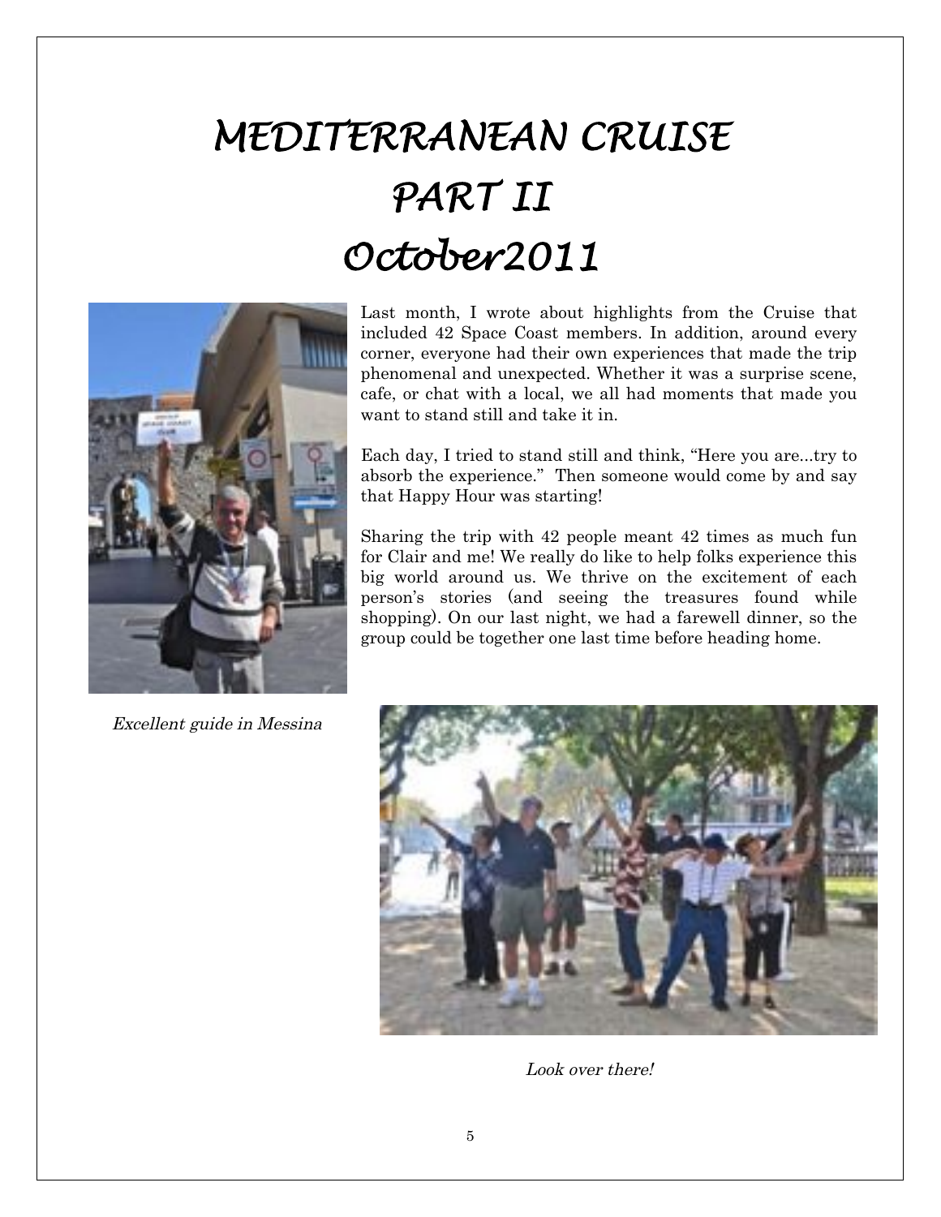# MEDITERRANEAN CRUISE
# PART II
# October2011

Last month, I wrote about highlights from the Cruise that included 42 Space Coast members. In addition, around every corner, everyone had their own experiences that made the trip phenomenal and unexpected. Whether it was a surprise scene, cafe, or chat with a local, we all had moments that made you want to stand still and take it in.

Each day, I tried to stand still and think, "Here you are...try to absorb the experience." Then someone would come by and say that Happy Hour was starting!

Sharing the trip with 42 people meant 42 times as much fun for Clair and me! We really do like to help folks experience this big world around us. We thrive on the excitement of each person's stories (and seeing the treasures found while shopping). On our last night, we had a farewell dinner, so the group could be together one last time before heading home.

*Excellent guide in Messina*

*Look over there!*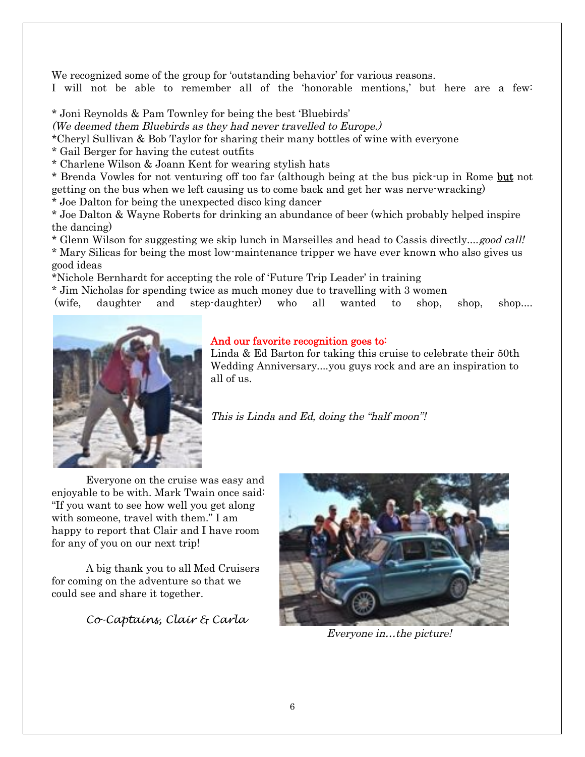We recognized some of the group for 'outstanding behavior' for various reasons.
I will not be able to remember all of the 'honorable mentions,' but here are a few:

* Joni Reynolds & Pam Townley for being the best 'Bluebirds'
*(We deemed them Bluebirds as they had never travelled to Europe.)*
*Cheryl Sullivan & Bob Taylor for sharing their many bottles of wine with everyone
* Gail Berger for having the cutest outfits
* Charlene Wilson & Joann Kent for wearing stylish hats
* Brenda Vowles for not venturing off too far (although being at the bus pick-up in Rome **but** not getting on the bus when we left causing us to come back and get her was nerve-wracking)
* Joe Dalton for being the unexpected disco king dancer
* Joe Dalton & Wayne Roberts for drinking an abundance of beer (which probably helped inspire the dancing)
* Glenn Wilson for suggesting we skip lunch in Marseilles and head to Cassis directly....*good call!*
* Mary Silicas for being the most low-maintenance tripper we have ever known who also gives us good ideas
*Nichole Bernhardt for accepting the role of 'Future Trip Leader' in training
* Jim Nicholas for spending twice as much money due to travelling with 3 women (wife, daughter and step-daughter) who all wanted to shop, shop, shop....

And our favorite recognition goes to:
Linda & Ed Barton for taking this cruise to celebrate their 50th Wedding Anniversary....you guys rock and are an inspiration to all of us.

*This is Linda and Ed, doing the "half moon"!*

Everyone on the cruise was easy and enjoyable to be with. Mark Twain once said: "If you want to see how well you get along with someone, travel with them." I am happy to report that Clair and I have room for any of you on our next trip!

A big thank you to all Med Cruisers for coming on the adventure so that we could see and share it together.

*Co-Captains, Clair & Carla*

*Everyone in…the picture!*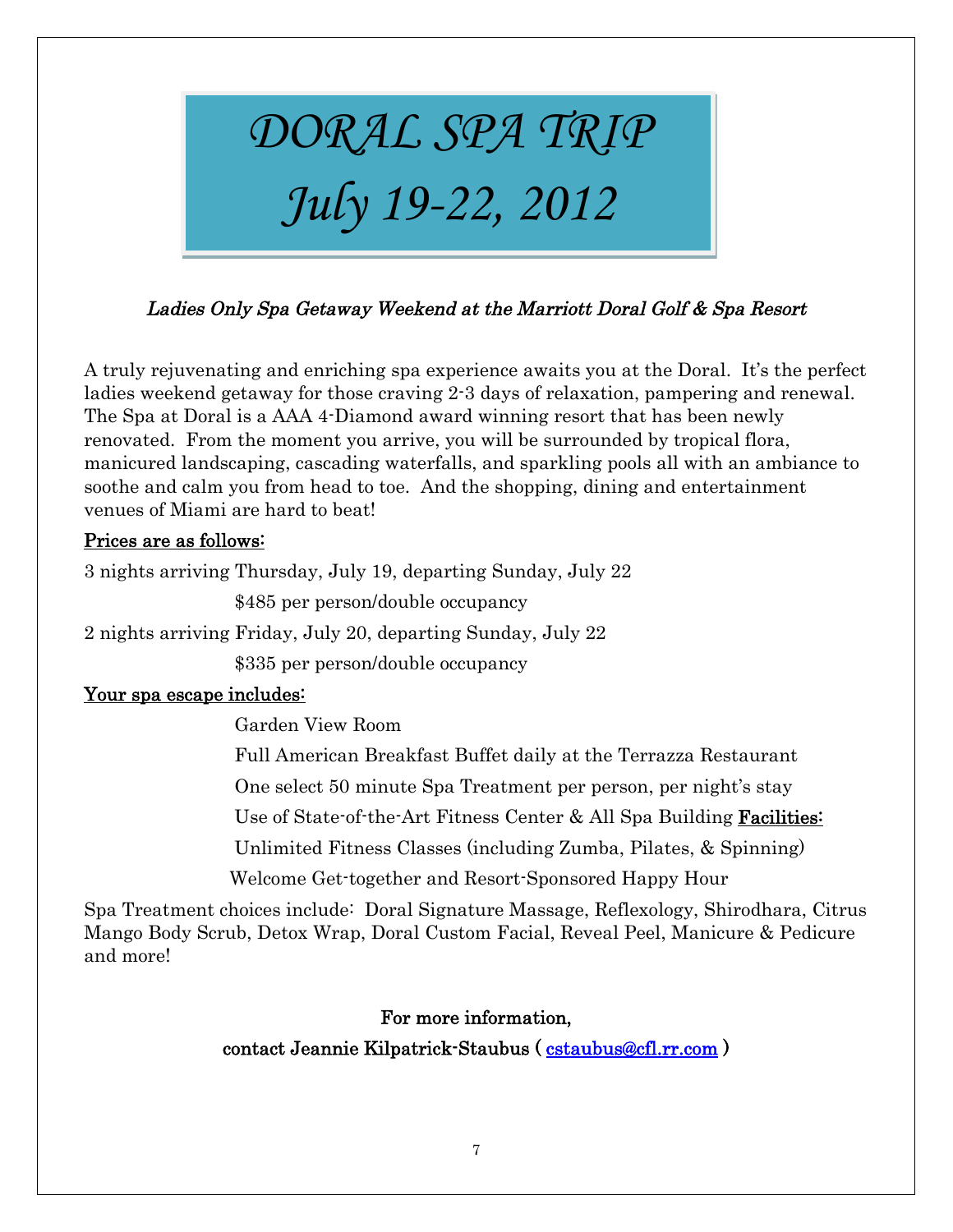# *DORAL SPA TRIP*
# *July 19-22, 2012*

***Ladies Only Spa Getaway Weekend at the Marriott Doral Golf & Spa Resort***

A truly rejuvenating and enriching spa experience awaits you at the Doral. It's the perfect ladies weekend getaway for those craving 2-3 days of relaxation, pampering and renewal. The Spa at Doral is a AAA 4-Diamond award winning resort that has been newly renovated. From the moment you arrive, you will be surrounded by tropical flora, manicured landscaping, cascading waterfalls, and sparkling pools all with an ambiance to soothe and calm you from head to toe. And the shopping, dining and entertainment venues of Miami are hard to beat!

<u>Prices are as follows:</u>

3 nights arriving Thursday, July 19, departing Sunday, July 22

$485 per person/double occupancy

2 nights arriving Friday, July 20, departing Sunday, July 22

$335 per person/double occupancy

<u>Your spa escape includes:</u>

Garden View Room

Full American Breakfast Buffet daily at the Terrazza Restaurant

One select 50 minute Spa Treatment per person, per night's stay

Use of State-of-the-Art Fitness Center & All Spa Building **<u>Facilities:</u>**

Unlimited Fitness Classes (including Zumba, Pilates, & Spinning)

Welcome Get-together and Resort-Sponsored Happy Hour

Spa Treatment choices include: Doral Signature Massage, Reflexology, Shirodhara, Citrus Mango Body Scrub, Detox Wrap, Doral Custom Facial, Reveal Peel, Manicure & Pedicure and more!

**For more information,**

**contact Jeannie Kilpatrick-Staubus ( cstaubus@cfl.rr.com )**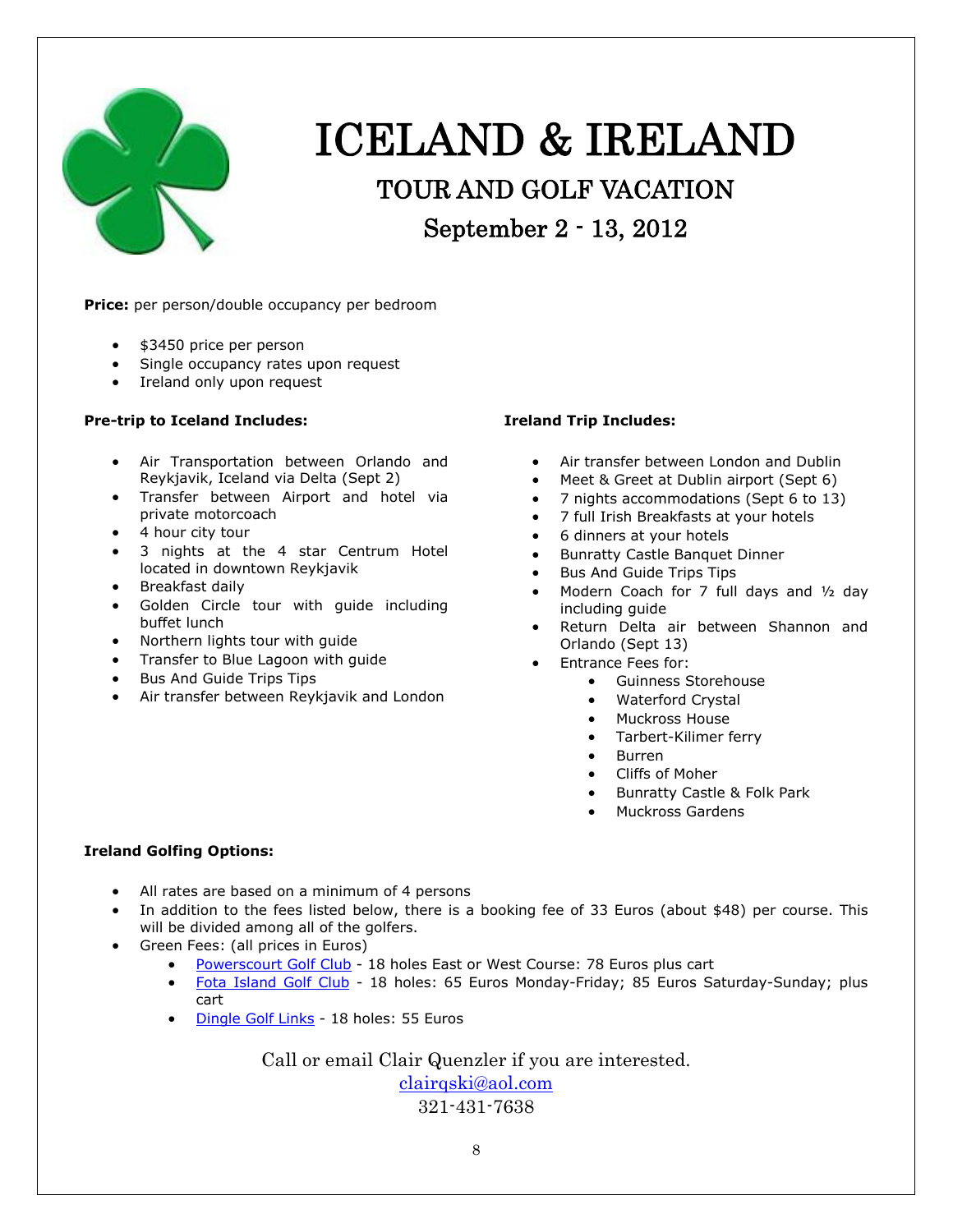# ICELAND & IRELAND

## TOUR AND GOLF VACATION

## September 2 - 13, 2012

**Price:** per person/double occupancy per bedroom

- $3450 price per person
- Single occupancy rates upon request
- Ireland only upon request

**Pre-trip to Iceland Includes:**

- Air Transportation between Orlando and Reykjavik, Iceland via Delta (Sept 2)
- Transfer between Airport and hotel via private motorcoach
- 4 hour city tour
- 3 nights at the 4 star Centrum Hotel located in downtown Reykjavik
- Breakfast daily
- Golden Circle tour with guide including buffet lunch
- Northern lights tour with guide
- Transfer to Blue Lagoon with guide
- Bus And Guide Trips Tips
- Air transfer between Reykjavik and London

**Ireland Trip Includes:**

- Air transfer between London and Dublin
- Meet & Greet at Dublin airport (Sept 6)
- 7 nights accommodations (Sept 6 to 13)
- 7 full Irish Breakfasts at your hotels
- 6 dinners at your hotels
- Bunratty Castle Banquet Dinner
- Bus And Guide Trips Tips
- Modern Coach for 7 full days and ½ day including guide
- Return Delta air between Shannon and Orlando (Sept 13)
- Entrance Fees for:
  - Guinness Storehouse
  - Waterford Crystal
  - Muckross House
  - Tarbert-Kilimer ferry
  - Burren
  - Cliffs of Moher
  - Bunratty Castle & Folk Park
  - Muckross Gardens

**Ireland Golfing Options:**

- All rates are based on a minimum of 4 persons
- In addition to the fees listed below, there is a booking fee of 33 Euros (about $48) per course. This will be divided among all of the golfers.
- Green Fees: (all prices in Euros)
  - Powerscourt Golf Club - 18 holes East or West Course: 78 Euros plus cart
  - Fota Island Golf Club - 18 holes: 65 Euros Monday-Friday; 85 Euros Saturday-Sunday; plus cart
  - Dingle Golf Links - 18 holes: 55 Euros

Call or email Clair Quenzler if you are interested.
clairqski@aol.com
321-431-7638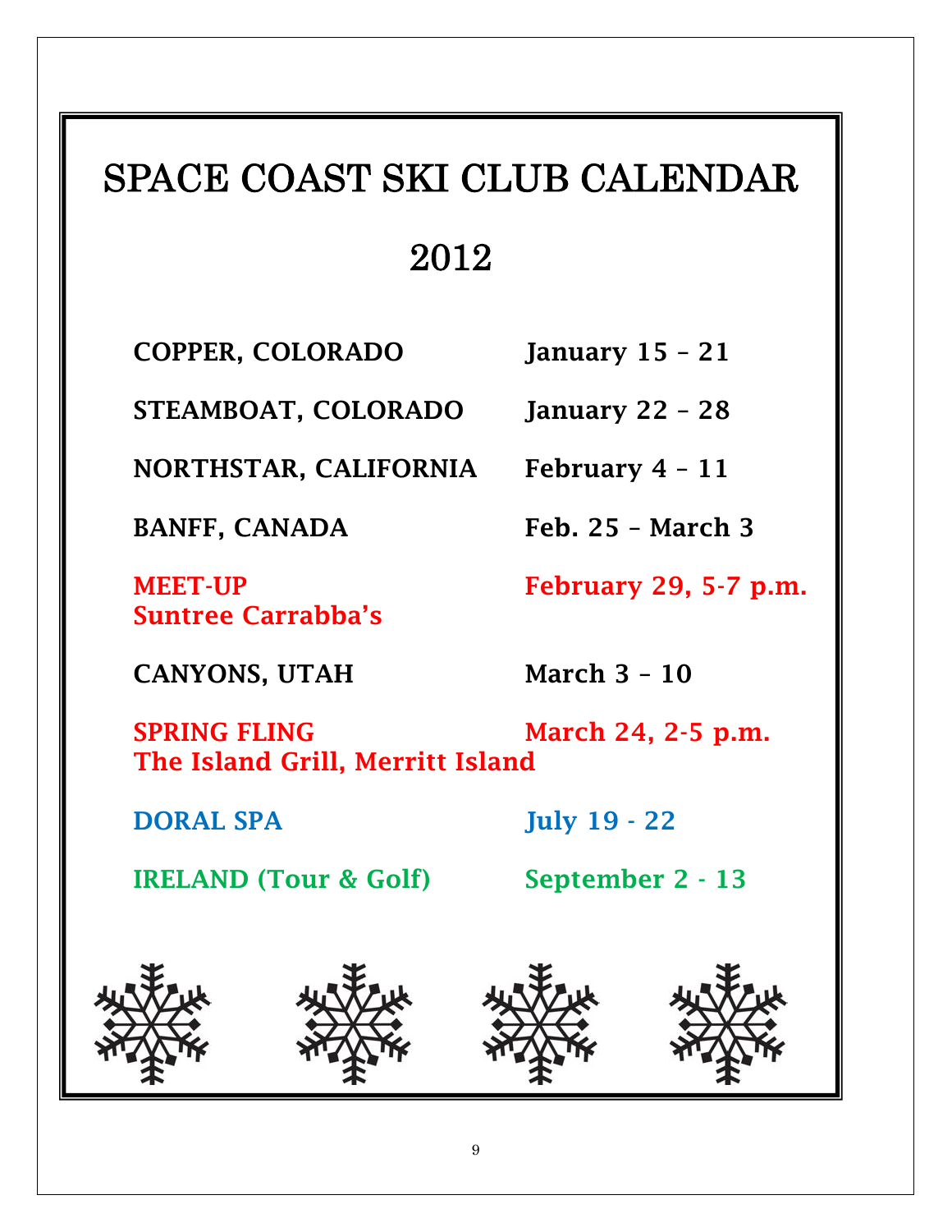# SPACE COAST SKI CLUB CALENDAR

# 2012

| | |
|---|---|
| **COPPER, COLORADO** | **January 15 – 21** |
| **STEAMBOAT, COLORADO** | **January 22 – 28** |
| **NORTHSTAR, CALIFORNIA** | **February 4 – 11** |
| **BANFF, CANADA** | **Feb. 25 – March 3** |
| **MEET-UP Suntree Carrabba's** | **February 29, 5-7 p.m.** |
| **CANYONS, UTAH** | **March 3 – 10** |
| **SPRING FLING The Island Grill, Merritt Island** | **March 24, 2-5 p.m.** |
| **DORAL SPA** | **July 19 - 22** |
| **IRELAND (Tour & Golf)** | **September 2 - 13** |